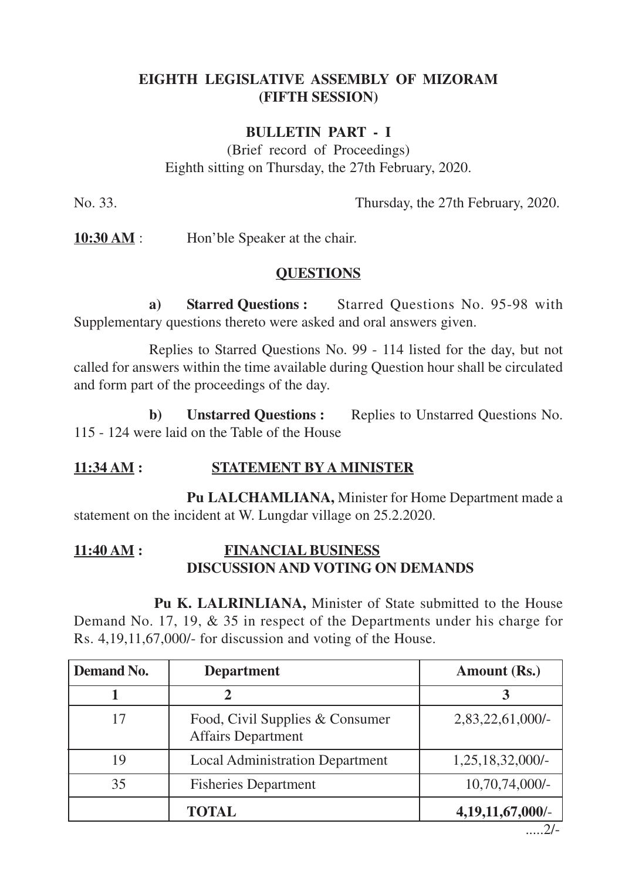**EIGHTH LEGISLATIVE ASSEMBLY OF MIZORAM**
**(FIFTH SESSION)**

**BULLETIN PART - I**

(Brief record of Proceedings)
Eighth sitting on Thursday, the 27th February, 2020.

No. 33. Thursday, the 27th February, 2020.

**10:30 AM** : Hon'ble Speaker at the chair.

**QUESTIONS**

**a) Starred Questions :** Starred Questions No. 95-98 with Supplementary questions thereto were asked and oral answers given.

Replies to Starred Questions No. 99 - 114 listed for the day, but not called for answers within the time available during Question hour shall be circulated and form part of the proceedings of the day.

**b) Unstarred Questions :** Replies to Unstarred Questions No. 115 - 124 were laid on the Table of the House

**11:34 AM : STATEMENT BY A MINISTER**

**Pu LALCHAMLIANA,** Minister for Home Department made a statement on the incident at W. Lungdar village on 25.2.2020.

**11:40 AM : FINANCIAL BUSINESS**
**DISCUSSION AND VOTING ON DEMANDS**

**Pu K. LALRINLIANA,** Minister of State submitted to the House Demand No. 17, 19, & 35 in respect of the Departments under his charge for Rs. 4,19,11,67,000/- for discussion and voting of the House.

| Demand No. | Department | Amount (Rs.) |
|---|---|---|
| 1 | 2 | 3 |
| 17 | Food, Civil Supplies & Consumer Affairs Department | 2,83,22,61,000/- |
| 19 | Local Administration Department | 1,25,18,32,000/- |
| 35 | Fisheries Department | 10,70,74,000/- |
| | **TOTAL** | **4,19,11,67,000/-** |

.....2/-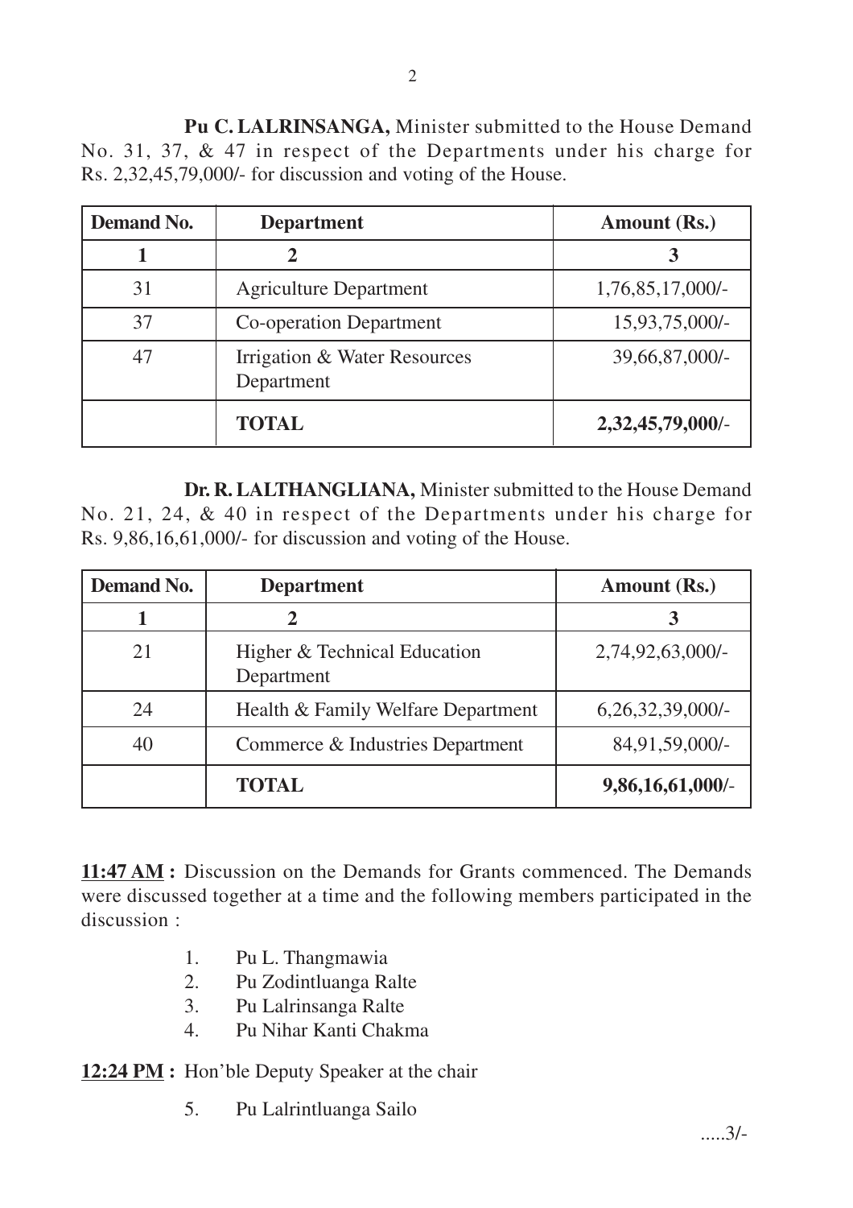**Pu C. LALRINSANGA,** Minister submitted to the House Demand No. 31, 37, & 47 in respect of the Departments under his charge for Rs. 2,32,45,79,000/- for discussion and voting of the House.

| Demand No. | Department | Amount (Rs.) |
|---|---|---|
| **1** | **2** | **3** |
| 31 | Agriculture Department | 1,76,85,17,000/- |
| 37 | Co-operation Department | 15,93,75,000/- |
| 47 | Irrigation & Water Resources Department | 39,66,87,000/- |
| | **TOTAL** | **2,32,45,79,000/-** |

**Dr. R. LALTHANGLIANA,** Minister submitted to the House Demand No. 21, 24, & 40 in respect of the Departments under his charge for Rs. 9,86,16,61,000/- for discussion and voting of the House.

| Demand No. | Department | Amount (Rs.) |
|---|---|---|
| **1** | **2** | **3** |
| 21 | Higher & Technical Education Department | 2,74,92,63,000/- |
| 24 | Health & Family Welfare Department | 6,26,32,39,000/- |
| 40 | Commerce & Industries Department | 84,91,59,000/- |
| | **TOTAL** | **9,86,16,61,000/-** |

**11:47 AM :** Discussion on the Demands for Grants commenced. The Demands were discussed together at a time and the following members participated in the discussion :

1. Pu L. Thangmawia
2. Pu Zodintluanga Ralte
3. Pu Lalrinsanga Ralte
4. Pu Nihar Kanti Chakma

**12:24 PM :** Hon'ble Deputy Speaker at the chair

5. Pu Lalrintluanga Sailo

.....3/-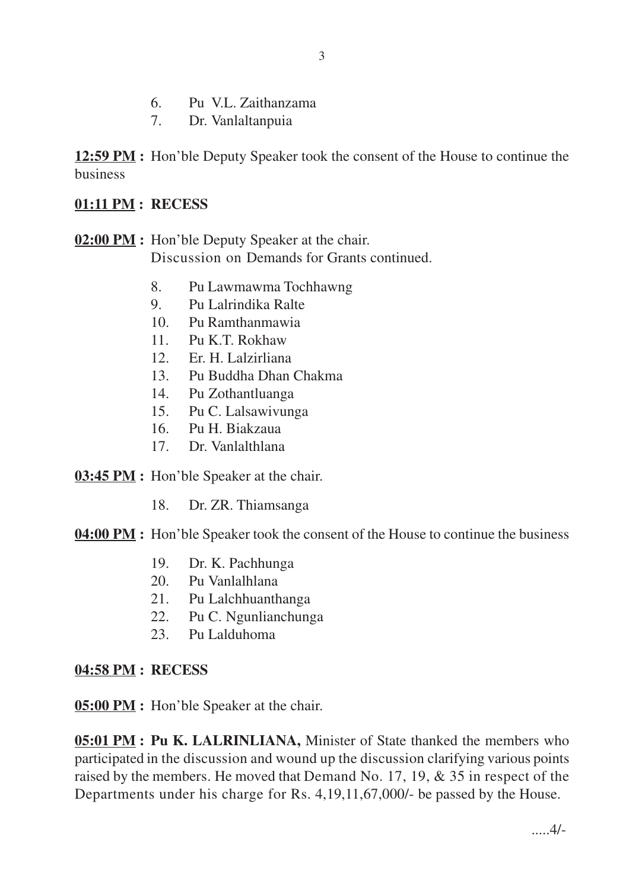6. Pu V.L. Zaithanzama
7. Dr. Vanlaltanpuia

**12:59 PM :** Hon'ble Deputy Speaker took the consent of the House to continue the business

**01:11 PM : RECESS**

**02:00 PM :** Hon'ble Deputy Speaker at the chair.
Discussion on Demands for Grants continued.

8. Pu Lawmawma Tochhawng
9. Pu Lalrindika Ralte
10. Pu Ramthanmawia
11. Pu K.T. Rokhaw
12. Er. H. Lalzirliana
13. Pu Buddha Dhan Chakma
14. Pu Zothantluanga
15. Pu C. Lalsawivunga
16. Pu H. Biakzaua
17. Dr. Vanlalthlana

**03:45 PM :** Hon'ble Speaker at the chair.

18. Dr. ZR. Thiamsanga

**04:00 PM :** Hon'ble Speaker took the consent of the House to continue the business

19. Dr. K. Pachhunga
20. Pu Vanlalhlana
21. Pu Lalchhuanthanga
22. Pu C. Ngunlianchunga
23. Pu Lalduhoma

**04:58 PM : RECESS**

**05:00 PM :** Hon'ble Speaker at the chair.

**05:01 PM : Pu K. LALRINLIANA,** Minister of State thanked the members who participated in the discussion and wound up the discussion clarifying various points raised by the members. He moved that Demand No. 17, 19, & 35 in respect of the Departments under his charge for Rs. 4,19,11,67,000/- be passed by the House.

.....4/-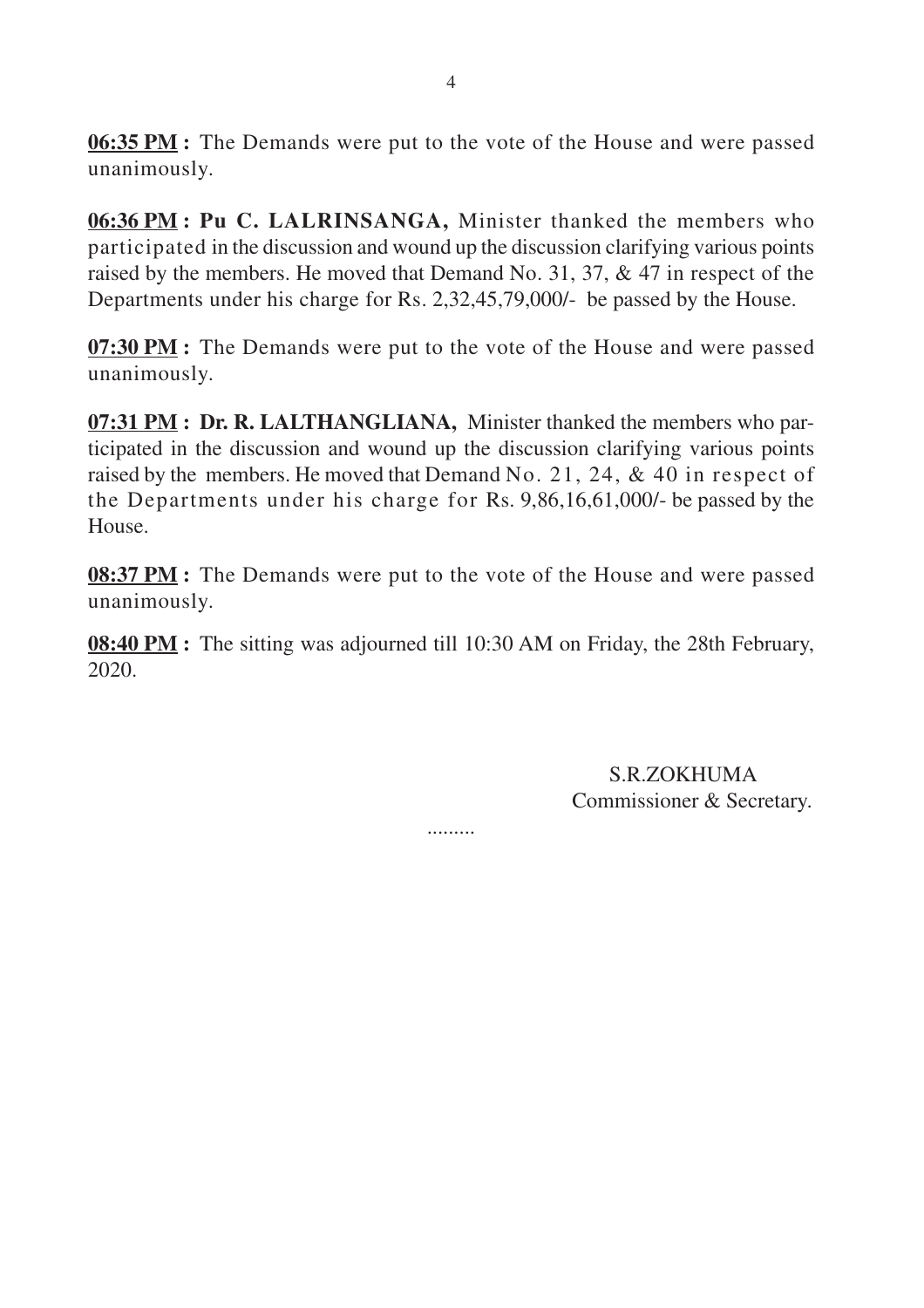**06:35 PM :** The Demands were put to the vote of the House and were passed unanimously.

**06:36 PM : Pu C. LALRINSANGA,** Minister thanked the members who participated in the discussion and wound up the discussion clarifying various points raised by the members. He moved that Demand No. 31, 37, & 47 in respect of the Departments under his charge for Rs. 2,32,45,79,000/- be passed by the House.

**07:30 PM :** The Demands were put to the vote of the House and were passed unanimously.

**07:31 PM : Dr. R. LALTHANGLIANA,** Minister thanked the members who participated in the discussion and wound up the discussion clarifying various points raised by the members. He moved that Demand No. 21, 24, & 40 in respect of the Departments under his charge for Rs. 9,86,16,61,000/- be passed by the House.

**08:37 PM :** The Demands were put to the vote of the House and were passed unanimously.

**08:40 PM :** The sitting was adjourned till 10:30 AM on Friday, the 28th February, 2020.

S.R.ZOKHUMA
Commissioner & Secretary.

.........